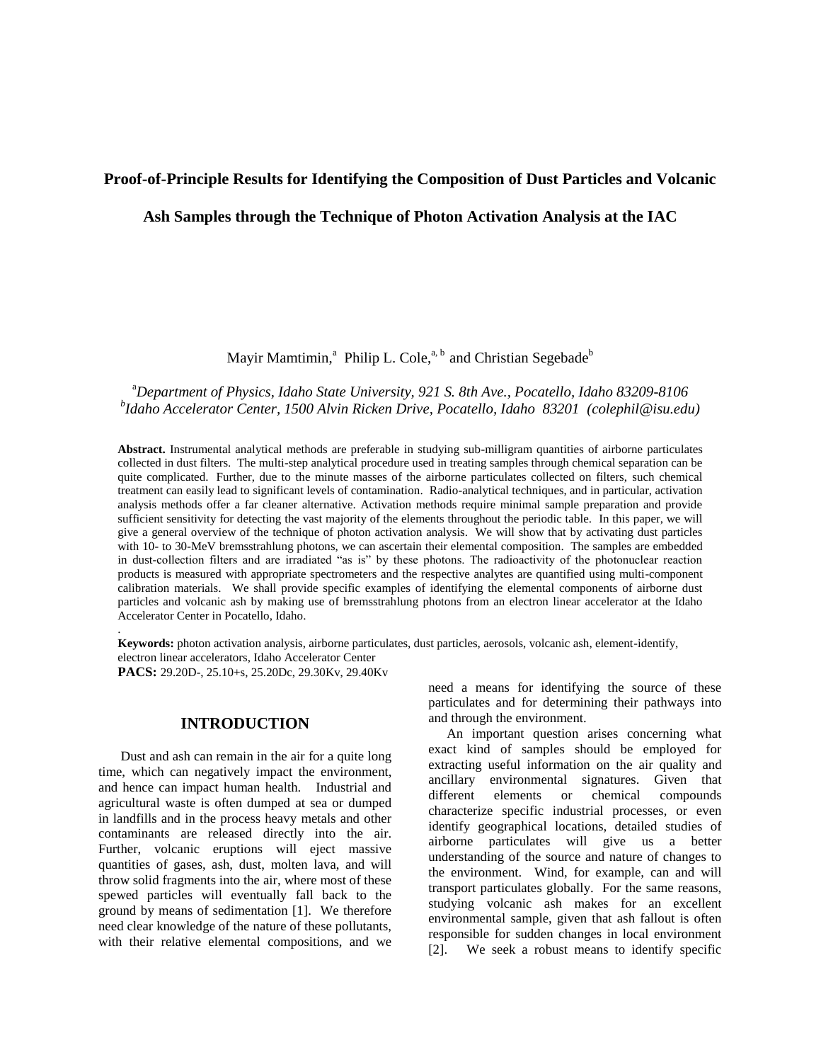# Proof-of-Principle Results for Identifying the Composition of Dust Particles and Volcanic Ash Samples through the Technique of Photon Activation Analysis at the IAC

Mayir Mamtimin,[a] Philip L. Cole,[a, b] and Christian Segebade[b]

[a]*Department of Physics, Idaho State University, 921 S. 8th Ave., Pocatello, Idaho 83209-8106*
[b]*Idaho Accelerator Center, 1500 Alvin Ricken Drive, Pocatello, Idaho 83201 (colephil@isu.edu)*

**Abstract.** Instrumental analytical methods are preferable in studying sub-milligram quantities of airborne particulates collected in dust filters. The multi-step analytical procedure used in treating samples through chemical separation can be quite complicated. Further, due to the minute masses of the airborne particulates collected on filters, such chemical treatment can easily lead to significant levels of contamination. Radio-analytical techniques, and in particular, activation analysis methods offer a far cleaner alternative. Activation methods require minimal sample preparation and provide sufficient sensitivity for detecting the vast majority of the elements throughout the periodic table. In this paper, we will give a general overview of the technique of photon activation analysis. We will show that by activating dust particles with 10- to 30-MeV bremsstrahlung photons, we can ascertain their elemental composition. The samples are embedded in dust-collection filters and are irradiated "as is" by these photons. The radioactivity of the photonuclear reaction products is measured with appropriate spectrometers and the respective analytes are quantified using multi-component calibration materials. We shall provide specific examples of identifying the elemental components of airborne dust particles and volcanic ash by making use of bremsstrahlung photons from an electron linear accelerator at the Idaho Accelerator Center in Pocatello, Idaho.

**Keywords:** photon activation analysis, airborne particulates, dust particles, aerosols, volcanic ash, element-identify, electron linear accelerators, Idaho Accelerator Center

**PACS:** 29.20D-, 25.10+s, 25.20Dc, 29.30Kv, 29.40Kv

## INTRODUCTION

Dust and ash can remain in the air for a quite long time, which can negatively impact the environment, and hence can impact human health. Industrial and agricultural waste is often dumped at sea or dumped in landfills and in the process heavy metals and other contaminants are released directly into the air. Further, volcanic eruptions will eject massive quantities of gases, ash, dust, molten lava, and will throw solid fragments into the air, where most of these spewed particles will eventually fall back to the ground by means of sedimentation [1]. We therefore need clear knowledge of the nature of these pollutants, with their relative elemental compositions, and we need a means for identifying the source of these particulates and for determining their pathways into and through the environment.

An important question arises concerning what exact kind of samples should be employed for extracting useful information on the air quality and ancillary environmental signatures. Given that different elements or chemical compounds characterize specific industrial processes, or even identify geographical locations, detailed studies of airborne particulates will give us a better understanding of the source and nature of changes to the environment. Wind, for example, can and will transport particulates globally. For the same reasons, studying volcanic ash makes for an excellent environmental sample, given that ash fallout is often responsible for sudden changes in local environment [2]. We seek a robust means to identify specific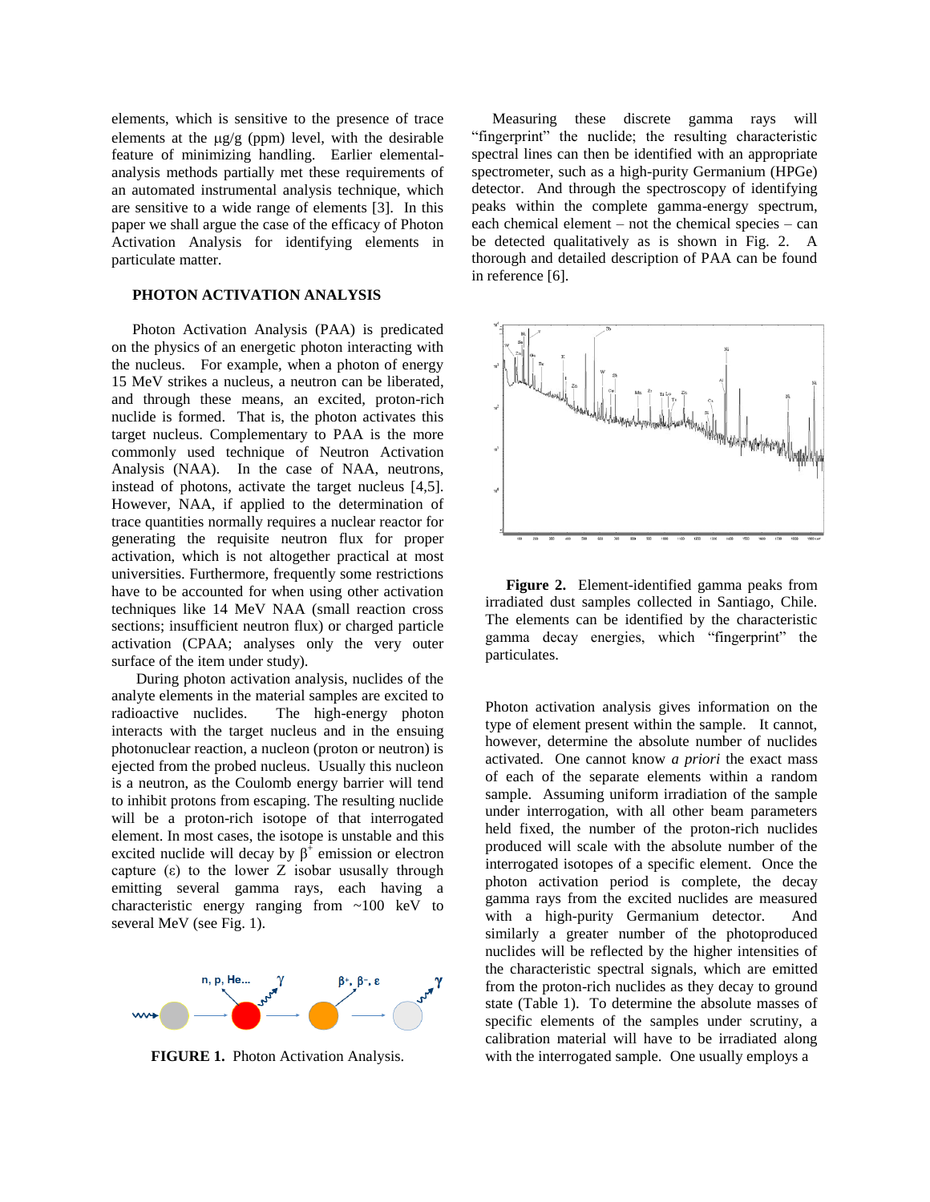elements, which is sensitive to the presence of trace elements at the μg/g (ppm) level, with the desirable feature of minimizing handling. Earlier elemental-analysis methods partially met these requirements of an automated instrumental analysis technique, which are sensitive to a wide range of elements [3]. In this paper we shall argue the case of the efficacy of Photon Activation Analysis for identifying elements in particulate matter.

## PHOTON ACTIVATION ANALYSIS

Photon Activation Analysis (PAA) is predicated on the physics of an energetic photon interacting with the nucleus. For example, when a photon of energy 15 MeV strikes a nucleus, a neutron can be liberated, and through these means, an excited, proton-rich nuclide is formed. That is, the photon activates this target nucleus. Complementary to PAA is the more commonly used technique of Neutron Activation Analysis (NAA). In the case of NAA, neutrons, instead of photons, activate the target nucleus [4,5]. However, NAA, if applied to the determination of trace quantities normally requires a nuclear reactor for generating the requisite neutron flux for proper activation, which is not altogether practical at most universities. Furthermore, frequently some restrictions have to be accounted for when using other activation techniques like 14 MeV NAA (small reaction cross sections; insufficient neutron flux) or charged particle activation (CPAA; analyses only the very outer surface of the item under study).

During photon activation analysis, nuclides of the analyte elements in the material samples are excited to radioactive nuclides. The high-energy photon interacts with the target nucleus and in the ensuing photonuclear reaction, a nucleon (proton or neutron) is ejected from the probed nucleus. Usually this nucleon is a neutron, as the Coulomb energy barrier will tend to inhibit protons from escaping. The resulting nuclide will be a proton-rich isotope of that interrogated element. In most cases, the isotope is unstable and the excited nuclide will decay by $\beta^+$ emission or electron capture ($\varepsilon$) to the lower Z isobar usually through emitting several gamma rays, each having a characteristic energy ranging from ~100 keV to several MeV (see Fig. 1).

**FIGURE 1.** Photon Activation Analysis.

Measuring these discrete gamma rays will "fingerprint" the nuclide; the resulting characteristic spectral lines can then be identified with an appropriate spectrometer, such as a high-purity Germanium (HPGe) detector. And through the spectroscopy of identifying peaks within the complete gamma-energy spectrum, each chemical element – not the chemical species – can be detected qualitatively as is shown in Fig. 2. A thorough and detailed description of PAA can be found in reference [6].

**Figure 2.** Element-identified gamma peaks from irradiated dust samples collected in Santiago, Chile. The elements can be identified by the characteristic gamma decay energies, which "fingerprint" the particulates.

Photon activation analysis gives information on the type of element present within the sample. It cannot, however, determine the absolute number of nuclides activated. One cannot know *a priori* the exact mass of each of the separate elements within a random sample. Assuming uniform irradiation of the sample under interrogation, with all other beam parameters held fixed, the number of the proton-rich nuclides produced will scale with the absolute number of the interrogated isotopes of a specific element. Once the photon activation period is complete, the decay gamma rays from the excited nuclides are measured with a high-purity Germanium detector. And similarly a greater number of the photoproduced nuclides will be reflected by the higher intensities of the characteristic spectral signals, which are emitted from the proton-rich nuclides as they decay to ground state (Table 1). To determine the absolute masses of specific elements of the samples under scrutiny, a calibration material will have to be irradiated along with the interrogated sample. One usually employs a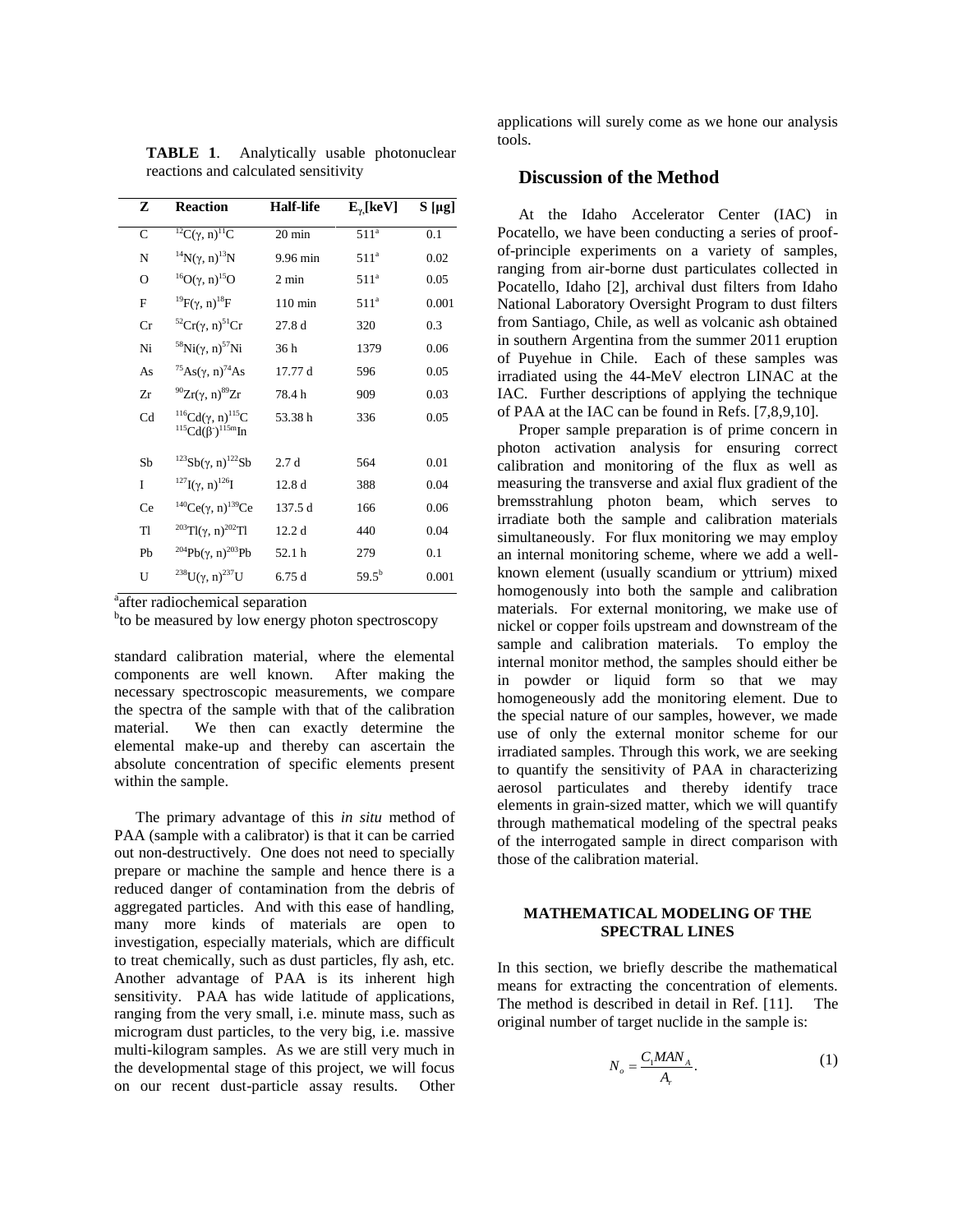**TABLE 1**. Analytically usable photonuclear reactions and calculated sensitivity

| Z | Reaction | Half-life | $E_{\gamma}$ [keV] | S [μg] |
|---|---|---|---|---|
| C | $^{12}C(\gamma, n)^{11}C$ | 20 min | 511[a] | 0.1 |
| N | $^{14}N(\gamma, n)^{13}N$ | 9.96 min | 511[a] | 0.02 |
| O | $^{16}O(\gamma, n)^{15}O$ | 2 min | 511[a] | 0.05 |
| F | $^{19}F(\gamma, n)^{18}F$ | 110 min | 511[a] | 0.001 |
| Cr | $^{52}Cr(\gamma, n)^{51}Cr$ | 27.8 d | 320 | 0.3 |
| Ni | $^{58}Ni(\gamma, n)^{57}Ni$ | 36 h | 1379 | 0.06 |
| As | $^{75}As(\gamma, n)^{74}As$ | 17.77 d | 596 | 0.05 |
| Zr | $^{90}Zr(\gamma, n)^{89}Zr$ | 78.4 h | 909 | 0.03 |
| Cd | $^{116}Cd(\gamma, n)^{115}C$ $^{115}Cd(\beta^{-})^{115m}In$ | 53.38 h | 336 | 0.05 |
| Sb | $^{123}Sb(\gamma, n)^{122}Sb$ | 2.7 d | 564 | 0.01 |
| I | $^{127}I(\gamma, n)^{126}I$ | 12.8 d | 388 | 0.04 |
| Ce | $^{140}Ce(\gamma, n)^{139}Ce$ | 137.5 d | 166 | 0.06 |
| Tl | $^{203}Tl(\gamma, n)^{202}Tl$ | 12.2 d | 440 | 0.04 |
| Pb | $^{204}Pb(\gamma, n)^{203}Pb$ | 52.1 h | 279 | 0.1 |
| U | $^{238}U(\gamma, n)^{237}U$ | 6.75 d | 59.5[b] | 0.001 |

[a]after radiochemical separation
[b]to be measured by low energy photon spectroscopy

standard calibration material, where the elemental components are well known. After making the necessary spectroscopic measurements, we compare the spectra of the sample with that of the calibration material. We then can exactly determine the elemental make-up and thereby can ascertain the absolute concentration of specific elements present within the sample.

The primary advantage of this *in situ* method of PAA (sample with a calibrator) is that it can be carried out non-destructively. One does not need to specially prepare or machine the sample and hence there is a reduced danger of contamination from the debris of aggregated particles. And with this ease of handling, many more kinds of materials are open to investigation, especially materials, which are difficult to treat chemically, such as dust particles, fly ash, etc. Another advantage of PAA is its inherent high sensitivity. PAA has wide latitude of applications, ranging from the very small, i.e. minute mass, such as microgram dust particles, to the very big, i.e. massive multi-kilogram samples. As we are still very much in the developmental stage of this project, we will focus on our recent dust-particle assay results. Other applications will surely come as we hone our analysis tools.

## Discussion of the Method

At the Idaho Accelerator Center (IAC) in Pocatello, we have been conducting a series of proof-of-principle experiments on a variety of samples, ranging from air-borne dust particulates collected in Pocatello, Idaho [2], archival dust filters from Idaho National Laboratory Oversight Program to dust filters from Santiago, Chile, as well as volcanic ash obtained in southern Argentina from the summer 2011 eruption of Puyehue in Chile. Each of these samples was irradiated using the 44-MeV electron LINAC at the IAC. Further descriptions of applying the technique of PAA at the IAC can be found in Refs. [7,8,9,10].

Proper sample preparation is of prime concern in photon activation analysis for ensuring correct calibration and monitoring of the flux as well as measuring the transverse and axial flux gradient of the bremsstrahlung photon beam, which serves to irradiate both the sample and calibration materials simultaneously. For flux monitoring we may employ an internal monitoring scheme, where we add a well-known element (usually scandium or yttrium) mixed homogenously into both the sample and calibration materials. For external monitoring, we make use of nickel or copper foils upstream and downstream of the sample and calibration materials. To employ the internal monitor method, the samples should either be in powder or liquid form so that we may homogeneously add the monitoring element. Due to the special nature of our samples, however, we made use of only the external monitor scheme for our irradiated samples. Through this work, we are seeking to quantify the sensitivity of PAA in characterizing aerosol particulates and thereby identify trace elements in grain-sized matter, which we will quantify through mathematical modeling of the spectral peaks of the interrogated sample in direct comparison with those of the calibration material.

## MATHEMATICAL MODELING OF THE SPECTRAL LINES

In this section, we briefly describe the mathematical means for extracting the concentration of elements. The method is described in detail in Ref. [11]. The original number of target nuclide in the sample is:

$$N_o = \frac{C_1 M A N_A}{A_r}. \tag{1}$$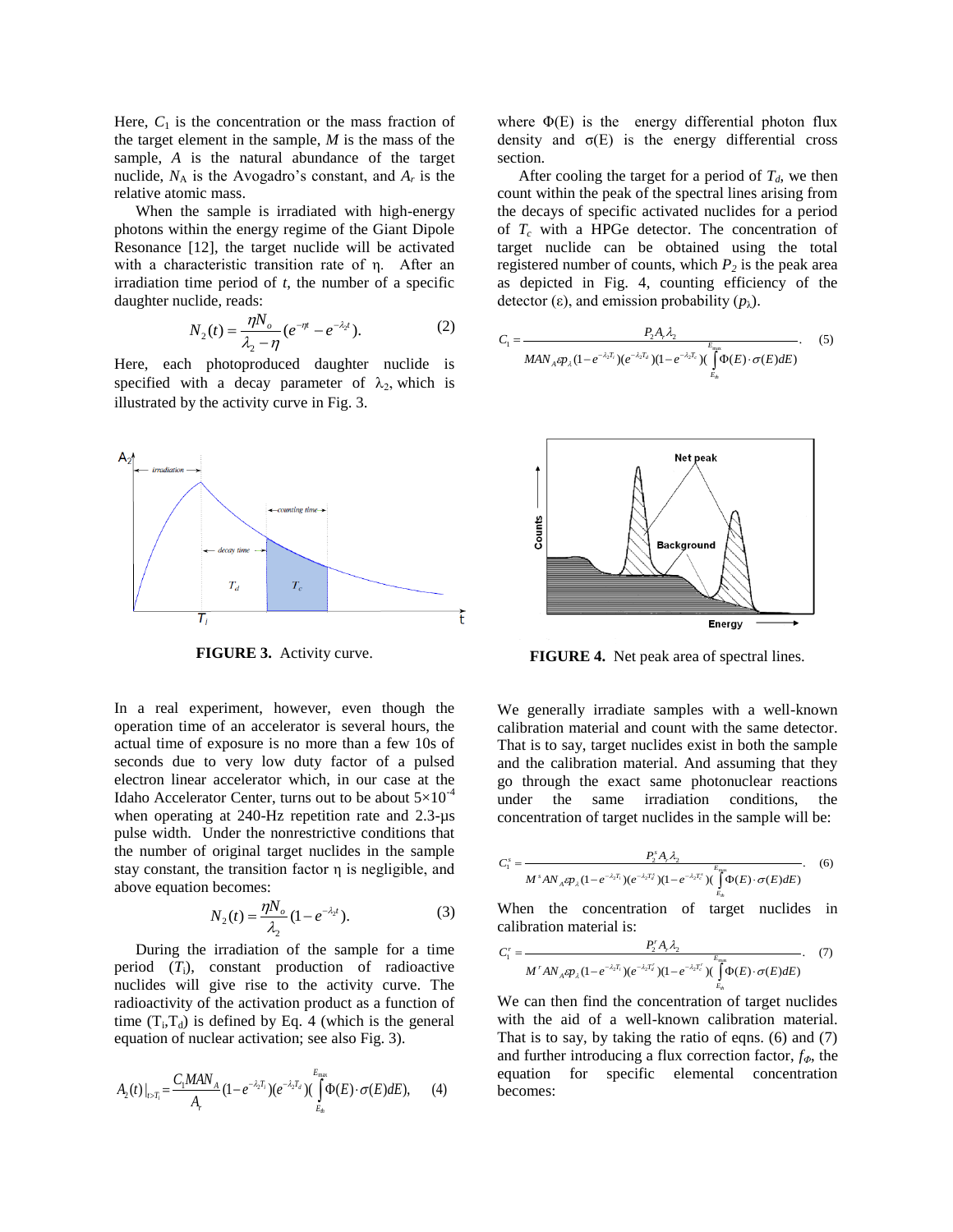Here, $C_1$ is the concentration or the mass fraction of the target element in the sample, $M$ is the mass of the sample, $A$ is the natural abundance of the target nuclide, $N_A$ is the Avogadro's constant, and $A_r$ is the relative atomic mass.

When the sample is irradiated with high-energy photons within the energy regime of the Giant Dipole Resonance [12], the target nuclide will be activated with a characteristic transition rate of η. After an irradiation time period of $t$, the number of a specific daughter nuclide, reads:

$$N_2(t) = \frac{\eta N_o}{\lambda_2 - \eta}(e^{-\eta t} - e^{-\lambda_2 t}). \quad (2)$$

Here, each photoproduced daughter nuclide is specified with a decay parameter of $\lambda_2$, which is illustrated by the activity curve in Fig. 3.

**FIGURE 3.** Activity curve.

In a real experiment, however, even though the operation time of an accelerator is several hours, the actual time of exposure is no more than a few 10s of seconds due to very low duty factor of a pulsed electron linear accelerator which, in our case at the Idaho Accelerator Center, turns out to be about $5\times10^{-4}$ when operating at 240-Hz repetition rate and 2.3-μs pulse width. Under the nonrestrictive conditions that the number of original target nuclides in the sample stay constant, the transition factor η is negligible, and above equation becomes:

$$N_2(t) = \frac{\eta N_o}{\lambda_2}(1 - e^{-\lambda_2 t}). \quad (3)$$

During the irradiation of the sample for a time period ($T_i$), constant production of radioactive nuclides will give rise to the activity curve. The radioactivity of the activation product as a function of time ($T_i$,$T_d$) is defined by Eq. 4 (which is the general equation of nuclear activation; see also Fig. 3).

$$A_2(t)\big|_{t>T_i} = \frac{C_1 M A N_A}{A_r}(1 - e^{-\lambda_2 T_i})(e^{-\lambda_2 T_d})\left(\int_{E_{th}}^{E_{max}} \Phi(E)\cdot\sigma(E)dE\right), \quad (4)$$

where Φ(E) is the energy differential photon flux density and σ(E) is the energy differential cross section.

After cooling the target for a period of $T_d$, we then count within the peak of the spectral lines arising from the decays of specific activated nuclides for a period of $T_c$ with a HPGe detector. The concentration of target nuclide can be obtained using the total registered number of counts, which $P_2$ is the peak area as depicted in Fig. 4, counting efficiency of the detector (ε), and emission probability ($p_\lambda$).

$$C_1 = \frac{P_2 A_r \lambda_2}{M A N_A \varepsilon p_\lambda (1 - e^{-\lambda_2 T_i})(e^{-\lambda_2 T_d})(1 - e^{-\lambda_2 T_c})\left(\int_{E_{th}}^{E_{max}} \Phi(E)\cdot\sigma(E)dE\right)}. \quad (5)$$

**FIGURE 4.** Net peak area of spectral lines.

We generally irradiate samples with a well-known calibration material and count with the same detector. That is to say, target nuclides exist in both the sample and the calibration material. And assuming that they go through the exact same photonuclear reactions under the same irradiation conditions, the concentration of target nuclides in the sample will be:

$$C_1^s = \frac{P_2^s A_r \lambda_2}{M^s A N_A \varepsilon p_\lambda (1 - e^{-\lambda_2 T_i})(e^{-\lambda_2 T_d^s})(1 - e^{-\lambda_2 T_c^s})\left(\int_{E_{th}}^{E_{max}} \Phi(E)\cdot\sigma(E)dE\right)}. \quad (6)$$

When the concentration of target nuclides in calibration material is:

$$C_1^r = \frac{P_2^r A_r \lambda_2}{M^r A N_A \varepsilon p_\lambda (1 - e^{-\lambda_2 T_i})(e^{-\lambda_2 T_d^r})(1 - e^{-\lambda_2 T_c^r})\left(\int_{E_{th}}^{E_{max}} \Phi(E)\cdot\sigma(E)dE\right)}. \quad (7)$$

We can then find the concentration of target nuclides with the aid of a well-known calibration material. That is to say, by taking the ratio of eqns. (6) and (7) and further introducing a flux correction factor, $f_\Phi$, the equation for specific elemental concentration becomes: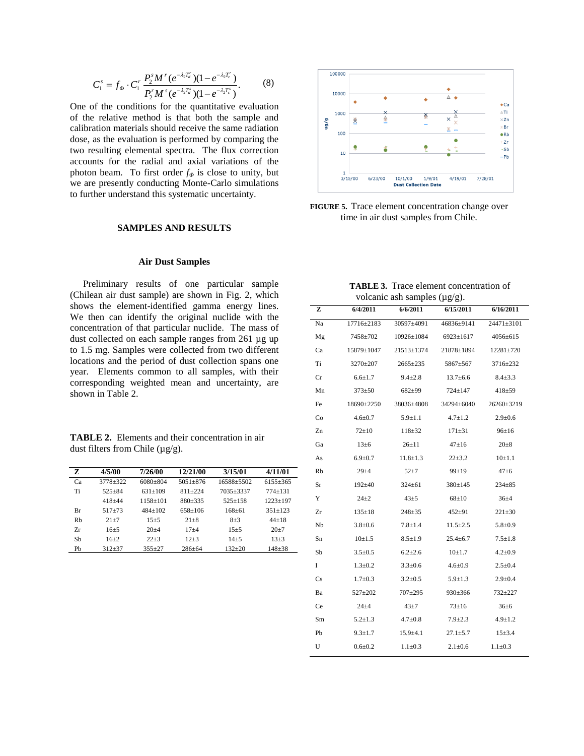$$C_1^s = f_\Phi \cdot C_1^r \frac{P_2^s M^r (e^{-\lambda_2 T_d^r})(1-e^{-\lambda_2 T_c^r})}{P_2^r M^s (e^{-\lambda_2 T_d^s})(1-e^{-\lambda_2 T_c^s})}. \qquad (8)$$

One of the conditions for the quantitative evaluation of the relative method is that both the sample and calibration materials should receive the same radiation dose, as the evaluation is performed by comparing the two resulting elemental spectra. The flux correction accounts for the radial and axial variations of the photon beam. To first order $f_\Phi$ is close to unity, but we are presently conducting Monte-Carlo simulations to further understand this systematic uncertainty.

## SAMPLES AND RESULTS

### Air Dust Samples

Preliminary results of one particular sample (Chilean air dust sample) are shown in Fig. 2, which shows the element-identified gamma energy lines. We then can identify the original nuclide with the concentration of that particular nuclide. The mass of dust collected on each sample ranges from 261 µg up to 1.5 mg. Samples were collected from two different locations and the period of dust collection spans one year. Elements common to all samples, with their corresponding weighted mean and uncertainty, are shown in Table 2.

**TABLE 2.** Elements and their concentration in air dust filters from Chile (µg/g).

| Z | 4/5/00 | 7/26/00 | 12/21/00 | 3/15/01 | 4/11/01 |
|---|---|---|---|---|---|
| Ca | 3778±322 | 6080±804 | 5051±876 | 16588±5502 | 6155±365 |
| Ti | 525±84 | 631±109 | 811±224 | 7035±3337 | 774±131 |
| | 418±44 | 1158±101 | 880±335 | 525±158 | 1223±197 |
| Br | 517±73 | 484±102 | 658±106 | 168±61 | 351±123 |
| Rb | 21±7 | 15±5 | 21±8 | 8±3 | 44±18 |
| Zr | 16±5 | 20±4 | 17±4 | 15±5 | 20±7 |
| Sb | 16±2 | 22±3 | 12±3 | 14±5 | 13±3 |
| Pb | 312±37 | 355±27 | 286±64 | 132±20 | 148±38 |

**FIGURE 5.** Trace element concentration change over time in air dust samples from Chile.

**TABLE 3.** Trace element concentration of volcanic ash samples (µg/g).

| Z | 6/4/2011 | 6/6/2011 | 6/15/2011 | 6/16/2011 |
|---|---|---|---|---|
| Na | 17716±2183 | 30597±4091 | 46836±9141 | 24471±3101 |
| Mg | 7458±702 | 10926±1084 | 6923±1617 | 4056±615 |
| Ca | 15879±1047 | 21513±1374 | 21878±1894 | 12281±720 |
| Ti | 3270±207 | 2665±235 | 5867±567 | 3716±232 |
| Cr | 6.6±1.7 | 9.4±2.8 | 13.7±6.6 | 8.4±3.3 |
| Mn | 373±50 | 682±99 | 724±147 | 418±59 |
| Fe | 18690±2250 | 38036±4808 | 34294±6040 | 26260±3219 |
| Co | 4.6±0.7 | 5.9±1.1 | 4.7±1.2 | 2.9±0.6 |
| Zn | 72±10 | 118±32 | 171±31 | 96±16 |
| Ga | 13±6 | 26±11 | 47±16 | 20±8 |
| As | 6.9±0.7 | 11.8±1.3 | 22±3.2 | 10±1.1 |
| Rb | 29±4 | 52±7 | 99±19 | 47±6 |
| Sr | 192±40 | 324±61 | 380±145 | 234±85 |
| Y | 24±2 | 43±5 | 68±10 | 36±4 |
| Zr | 135±18 | 248±35 | 452±91 | 221±30 |
| Nb | 3.8±0.6 | 7.8±1.4 | 11.5±2.5 | 5.8±0.9 |
| Sn | 10±1.5 | 8.5±1.9 | 25.4±6.7 | 7.5±1.8 |
| Sb | 3.5±0.5 | 6.2±2.6 | 10±1.7 | 4.2±0.9 |
| I | 1.3±0.2 | 3.3±0.6 | 4.6±0.9 | 2.5±0.4 |
| Cs | 1.7±0.3 | 3.2±0.5 | 5.9±1.3 | 2.9±0.4 |
| Ba | 527±202 | 707±295 | 930±366 | 732±227 |
| Ce | 24±4 | 43±7 | 73±16 | 36±6 |
| Sm | 5.2±1.3 | 4.7±0.8 | 7.9±2.3 | 4.9±1.2 |
| Pb | 9.3±1.7 | 15.9±4.1 | 27.1±5.7 | 15±3.4 |
| U | 0.6±0.2 | 1.1±0.3 | 2.1±0.6 | 1.1±0.3 |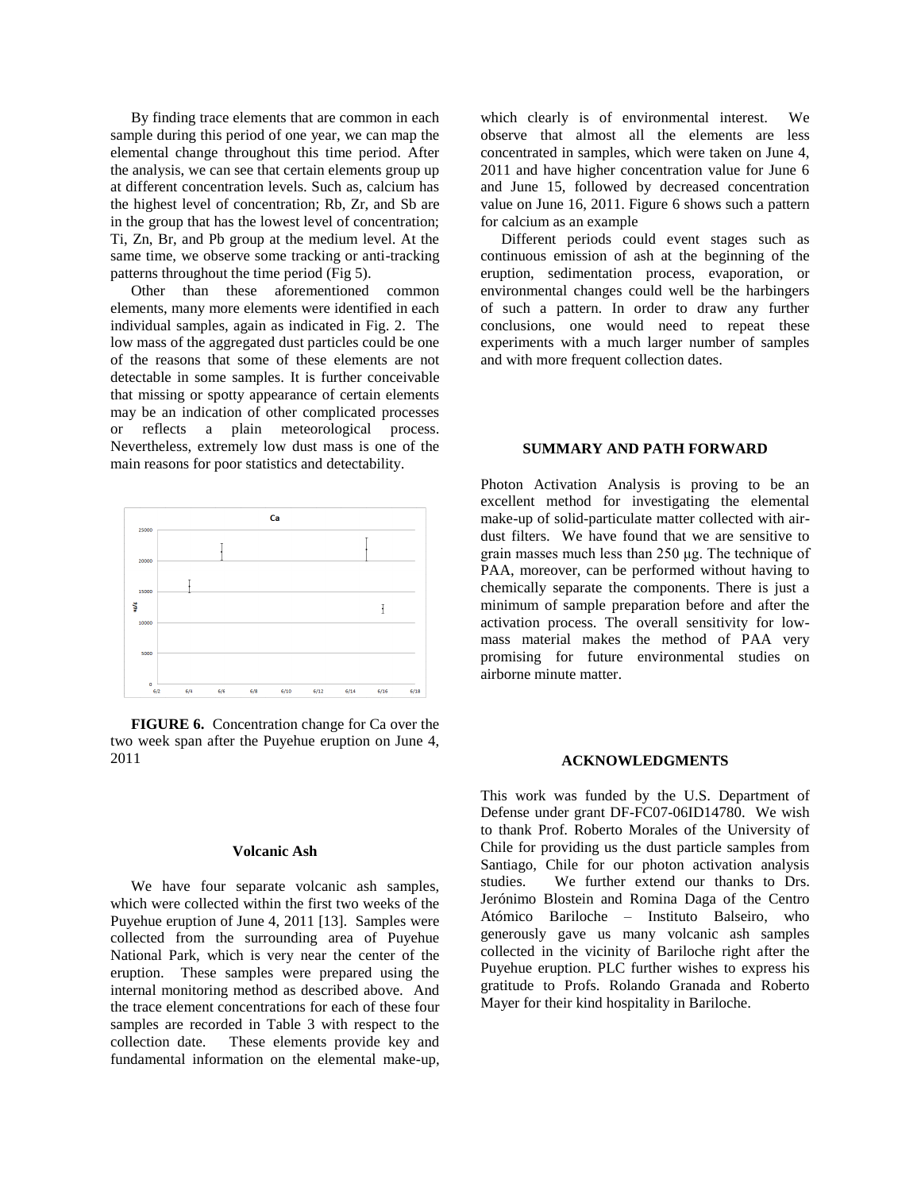By finding trace elements that are common in each sample during this period of one year, we can map the elemental change throughout this time period. After the analysis, we can see that certain elements group up at different concentration levels. Such as, calcium has the highest level of concentration; Rb, Zr, and Sb are in the group that has the lowest level of concentration; Ti, Zn, Br, and Pb group at the medium level. At the same time, we observe some tracking or anti-tracking patterns throughout the time period (Fig 5).

Other than these aforementioned common elements, many more elements were identified in each individual samples, again as indicated in Fig. 2. The low mass of the aggregated dust particles could be one of the reasons that some of these elements are not detectable in some samples. It is further conceivable that missing or spotty appearance of certain elements may be an indication of other complicated processes or reflects a plain meteorological process. Nevertheless, extremely low dust mass is one of the main reasons for poor statistics and detectability.

**FIGURE 6.** Concentration change for Ca over the two week span after the Puyehue eruption on June 4, 2011

### Volcanic Ash

We have four separate volcanic ash samples, which were collected within the first two weeks of the Puyehue eruption of June 4, 2011 [13]. Samples were collected from the surrounding area of Puyehue National Park, which is very near the center of the eruption. These samples were prepared using the internal monitoring method as described above. And the trace element concentrations for each of these four samples are recorded in Table 3 with respect to the collection date. These elements provide key and fundamental information on the elemental make-up, which clearly is of environmental interest. We observe that almost all the elements are less concentrated in samples, which were taken on June 4, 2011 and have higher concentration value for June 6 and June 15, followed by decreased concentration value on June 16, 2011. Figure 6 shows such a pattern for calcium as an example

Different periods could event stages such as continuous emission of ash at the beginning of the eruption, sedimentation process, evaporation, or environmental changes could well be the harbingers of such a pattern. In order to draw any further conclusions, one would need to repeat these experiments with a much larger number of samples and with more frequent collection dates.

## SUMMARY AND PATH FORWARD

Photon Activation Analysis is proving to be an excellent method for investigating the elemental make-up of solid-particulate matter collected with air-dust filters. We have found that we are sensitive to grain masses much less than 250 μg. The technique of PAA, moreover, can be performed without having to chemically separate the components. There is just a minimum of sample preparation before and after the activation process. The overall sensitivity for low-mass material makes the method of PAA very promising for future environmental studies on airborne minute matter.

## ACKNOWLEDGMENTS

This work was funded by the U.S. Department of Defense under grant DF-FC07-06ID14780. We wish to thank Prof. Roberto Morales of the University of Chile for providing us the dust particle samples from Santiago, Chile for our photon activation analysis studies. We further extend our thanks to Drs. Jerónimo Blostein and Romina Daga of the Centro Atómico Bariloche – Instituto Balseiro, who generously gave us many volcanic ash samples collected in the vicinity of Bariloche right after the Puyehue eruption. PLC further wishes to express his gratitude to Profs. Rolando Granada and Roberto Mayer for their kind hospitality in Bariloche.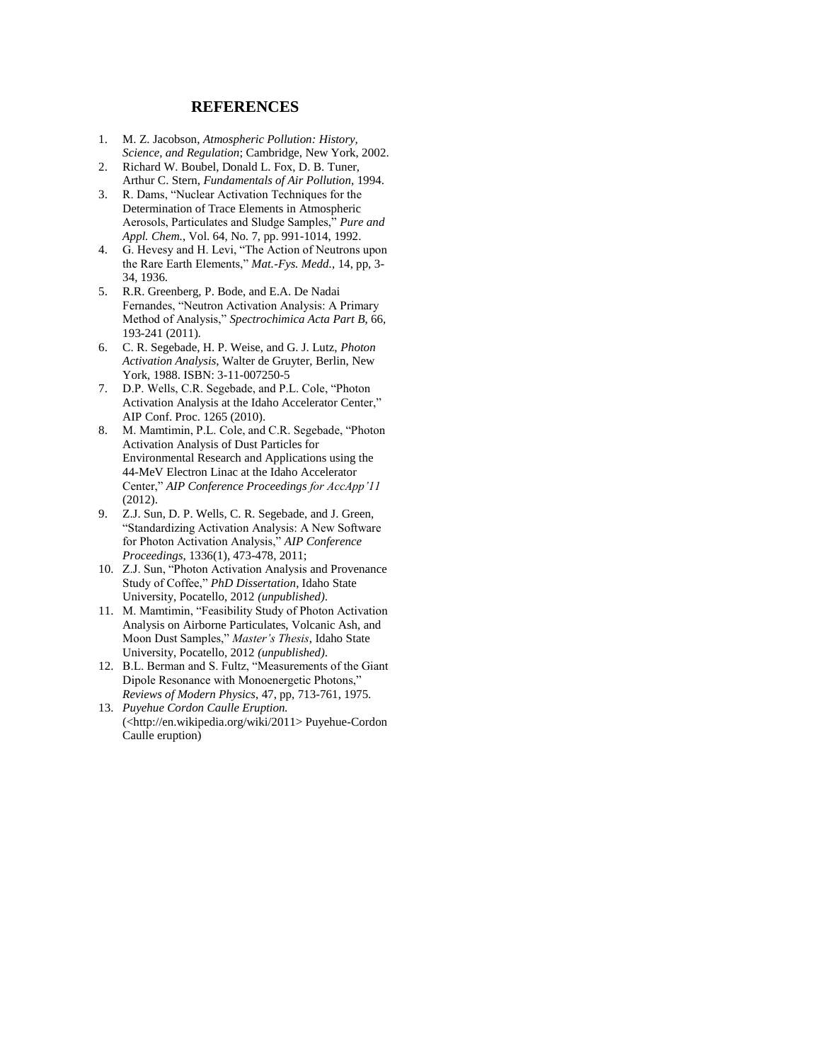## REFERENCES

1. M. Z. Jacobson, *Atmospheric Pollution: History, Science, and Regulation*; Cambridge, New York, 2002.
2. Richard W. Boubel, Donald L. Fox, D. B. Tuner, Arthur C. Stern, *Fundamentals of Air Pollution*, 1994.
3. R. Dams, "Nuclear Activation Techniques for the Determination of Trace Elements in Atmospheric Aerosols, Particulates and Sludge Samples," *Pure and Appl. Chem.*, Vol. 64, No. 7, pp. 991-1014, 1992.
4. G. Hevesy and H. Levi, "The Action of Neutrons upon the Rare Earth Elements," *Mat.-Fys. Medd.*, 14, pp, 3-34, 1936.
5. R.R. Greenberg, P. Bode, and E.A. De Nadai Fernandes, "Neutron Activation Analysis: A Primary Method of Analysis," *Spectrochimica Acta Part B*, 66, 193-241 (2011).
6. C. R. Segebade, H. P. Weise, and G. J. Lutz, *Photon Activation Analysis*, Walter de Gruyter, Berlin, New York, 1988. ISBN: 3-11-007250-5
7. D.P. Wells, C.R. Segebade, and P.L. Cole, "Photon Activation Analysis at the Idaho Accelerator Center," AIP Conf. Proc. 1265 (2010).
8. M. Mamtimin, P.L. Cole, and C.R. Segebade, "Photon Activation Analysis of Dust Particles for Environmental Research and Applications using the 44-MeV Electron Linac at the Idaho Accelerator Center," *AIP Conference Proceedings for AccApp'11* (2012).
9. Z.J. Sun, D. P. Wells, C. R. Segebade, and J. Green, "Standardizing Activation Analysis: A New Software for Photon Activation Analysis," *AIP Conference Proceedings*, 1336(1), 473-478, 2011;
10. Z.J. Sun, "Photon Activation Analysis and Provenance Study of Coffee," *PhD Dissertation*, Idaho State University, Pocatello, 2012 *(unpublished)*.
11. M. Mamtimin, "Feasibility Study of Photon Activation Analysis on Airborne Particulates, Volcanic Ash, and Moon Dust Samples," *Master's Thesis*, Idaho State University, Pocatello, 2012 *(unpublished)*.
12. B.L. Berman and S. Fultz, "Measurements of the Giant Dipole Resonance with Monoenergetic Photons," *Reviews of Modern Physics*, 47, pp, 713-761, 1975.
13. *Puyehue Cordon Caulle Eruption.* (<http://en.wikipedia.org/wiki/2011> Puyehue-Cordon Caulle eruption)